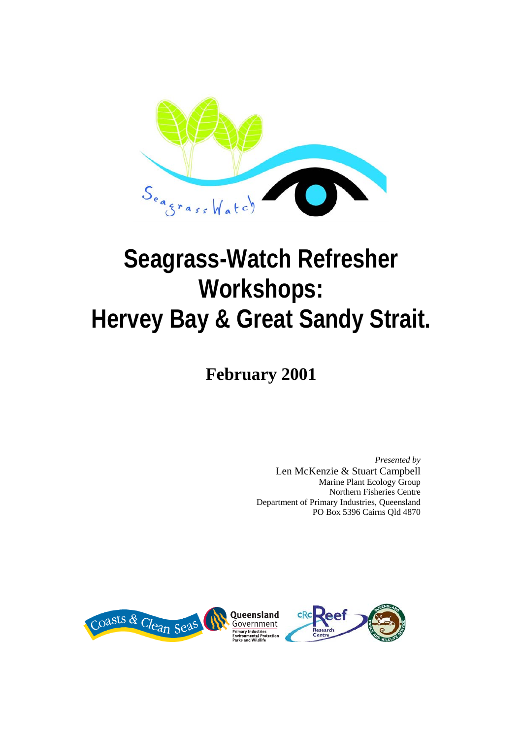# Seagrass-Watch Refresher Workshops: Hervey Bay & Great Sandy Strait.

**February 2001**

*Presented by*
Len McKenzie & Stuart Campbell
Marine Plant Ecology Group
Northern Fisheries Centre
Department of Primary Industries, Queensland
PO Box 5396 Cairns Qld 4870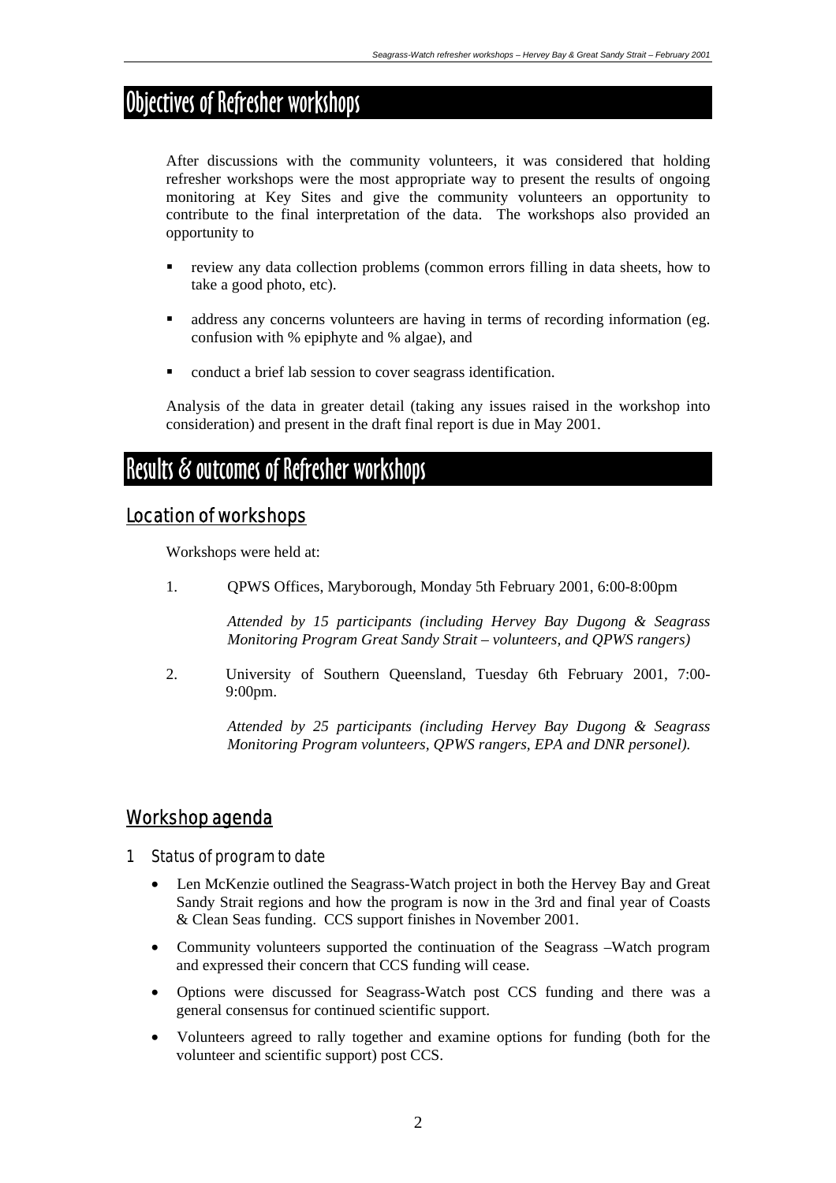# Objectives of Refresher workshops

After discussions with the community volunteers, it was considered that holding refresher workshops were the most appropriate way to present the results of ongoing monitoring at Key Sites and give the community volunteers an opportunity to contribute to the final interpretation of the data. The workshops also provided an opportunity to

- review any data collection problems (common errors filling in data sheets, how to take a good photo, etc).
- address any concerns volunteers are having in terms of recording information (eg. confusion with % epiphyte and % algae), and
- conduct a brief lab session to cover seagrass identification.

Analysis of the data in greater detail (taking any issues raised in the workshop into consideration) and present in the draft final report is due in May 2001.

# Results & outcomes of Refresher workshops

## Location of workshops

Workshops were held at:

1. QPWS Offices, Maryborough, Monday 5th February 2001, 6:00-8:00pm

   *Attended by 15 participants (including Hervey Bay Dugong & Seagrass Monitoring Program Great Sandy Strait – volunteers, and QPWS rangers)*

2. University of Southern Queensland, Tuesday 6th February 2001, 7:00-9:00pm.

   *Attended by 25 participants (including Hervey Bay Dugong & Seagrass Monitoring Program volunteers, QPWS rangers, EPA and DNR personel).*

## Workshop agenda

### 1 Status of program to date

- Len McKenzie outlined the Seagrass-Watch project in both the Hervey Bay and Great Sandy Strait regions and how the program is now in the 3rd and final year of Coasts & Clean Seas funding. CCS support finishes in November 2001.
- Community volunteers supported the continuation of the Seagrass –Watch program and expressed their concern that CCS funding will cease.
- Options were discussed for Seagrass-Watch post CCS funding and there was a general consensus for continued scientific support.
- Volunteers agreed to rally together and examine options for funding (both for the volunteer and scientific support) post CCS.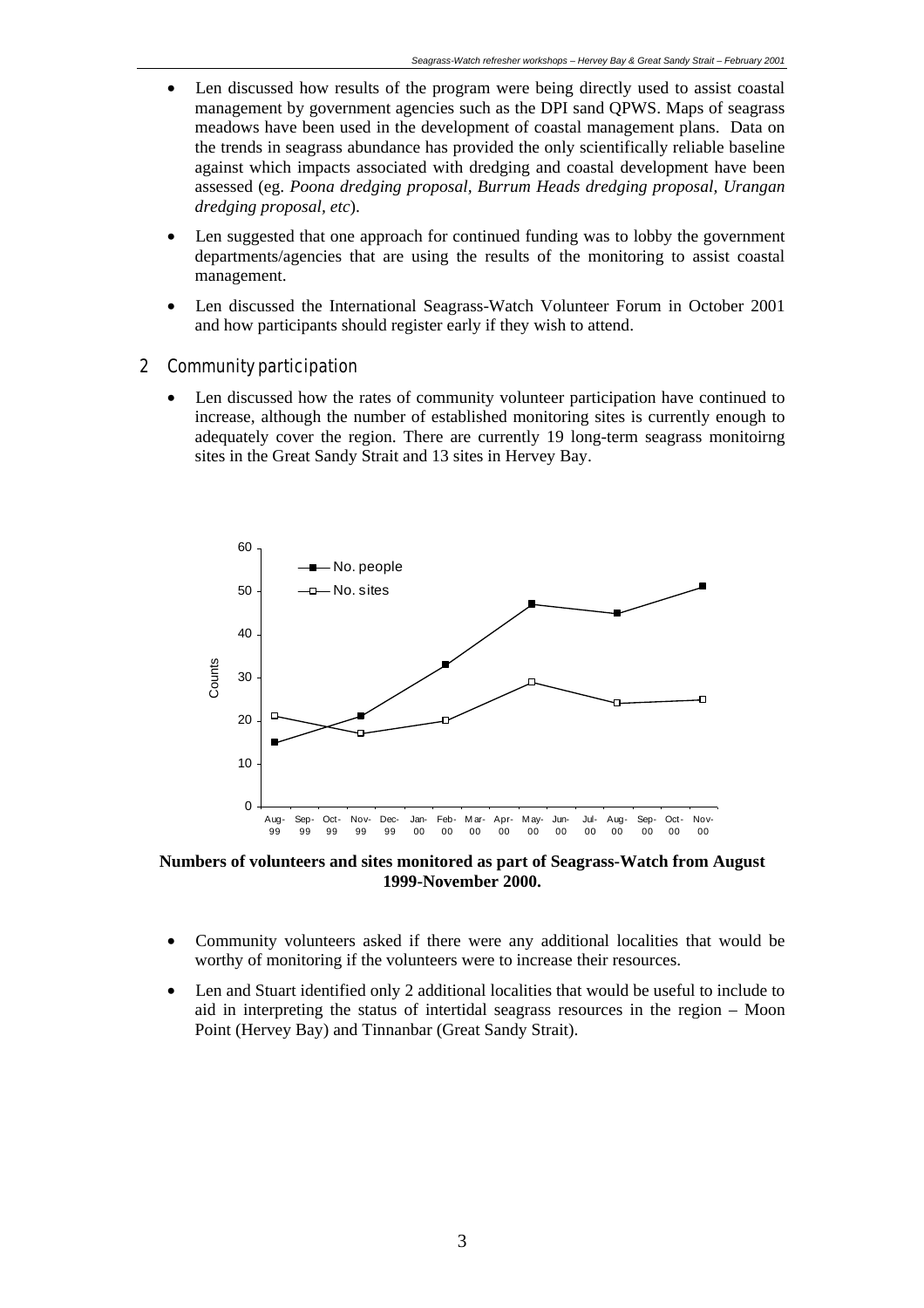- Len discussed how results of the program were being directly used to assist coastal management by government agencies such as the DPI sand QPWS. Maps of seagrass meadows have been used in the development of coastal management plans. Data on the trends in seagrass abundance has provided the only scientifically reliable baseline against which impacts associated with dredging and coastal development have been assessed (eg. *Poona dredging proposal, Burrum Heads dredging proposal, Urangan dredging proposal, etc*).
- Len suggested that one approach for continued funding was to lobby the government departments/agencies that are using the results of the monitoring to assist coastal management.
- Len discussed the International Seagrass-Watch Volunteer Forum in October 2001 and how participants should register early if they wish to attend.

## 2 Community participation

- Len discussed how the rates of community volunteer participation have continued to increase, although the number of established monitoring sites is currently enough to adequately cover the region. There are currently 19 long-term seagrass monitoirng sites in the Great Sandy Strait and 13 sites in Hervey Bay.

Counts

0
10
20
30
40
50
60

No. people
No. sites

Aug-99 Sep-99 Oct-99 Nov-99 Dec-99 Jan-00 Feb-00 Mar-00 Apr-00 May-00 Jun-00 Jul-00 Aug-00 Sep-00 Oct-00 Nov-00

**Numbers of volunteers and sites monitored as part of Seagrass-Watch from August 1999-November 2000.**

- Community volunteers asked if there were any additional localities that would be worthy of monitoring if the volunteers were to increase their resources.
- Len and Stuart identified only 2 additional localities that would be useful to include to aid in interpreting the status of intertidal seagrass resources in the region – Moon Point (Hervey Bay) and Tinnanbar (Great Sandy Strait).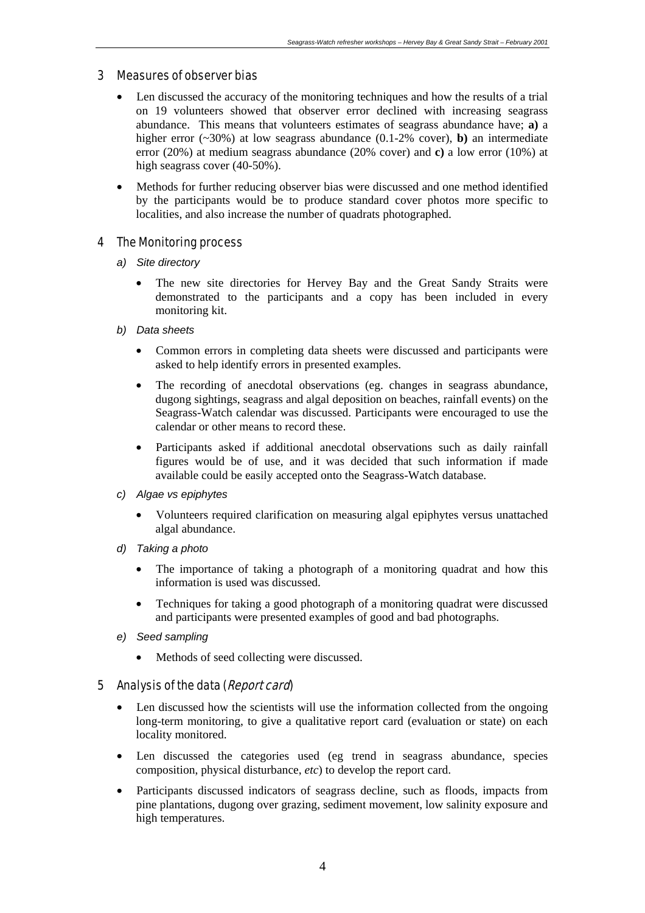## 3 Measures of observer bias

- Len discussed the accuracy of the monitoring techniques and how the results of a trial on 19 volunteers showed that observer error declined with increasing seagrass abundance. This means that volunteers estimates of seagrass abundance have; **a)** a higher error (~30%) at low seagrass abundance (0.1-2% cover), **b)** an intermediate error (20%) at medium seagrass abundance (20% cover) and **c)** a low error (10%) at high seagrass cover (40-50%).
- Methods for further reducing observer bias were discussed and one method identified by the participants would be to produce standard cover photos more specific to localities, and also increase the number of quadrats photographed.

## 4 The Monitoring process

*a) Site directory*

- The new site directories for Hervey Bay and the Great Sandy Straits were demonstrated to the participants and a copy has been included in every monitoring kit.

*b) Data sheets*

- Common errors in completing data sheets were discussed and participants were asked to help identify errors in presented examples.
- The recording of anecdotal observations (eg. changes in seagrass abundance, dugong sightings, seagrass and algal deposition on beaches, rainfall events) on the Seagrass-Watch calendar was discussed. Participants were encouraged to use the calendar or other means to record these.
- Participants asked if additional anecdotal observations such as daily rainfall figures would be of use, and it was decided that such information if made available could be easily accepted onto the Seagrass-Watch database.

*c) Algae vs epiphytes*

- Volunteers required clarification on measuring algal epiphytes versus unattached algal abundance.

*d) Taking a photo*

- The importance of taking a photograph of a monitoring quadrat and how this information is used was discussed.
- Techniques for taking a good photograph of a monitoring quadrat were discussed and participants were presented examples of good and bad photographs.

*e) Seed sampling*

- Methods of seed collecting were discussed.

## 5 Analysis of the data (*Report card*)

- Len discussed how the scientists will use the information collected from the ongoing long-term monitoring, to give a qualitative report card (evaluation or state) on each locality monitored.
- Len discussed the categories used (eg trend in seagrass abundance, species composition, physical disturbance, *etc*) to develop the report card.
- Participants discussed indicators of seagrass decline, such as floods, impacts from pine plantations, dugong over grazing, sediment movement, low salinity exposure and high temperatures.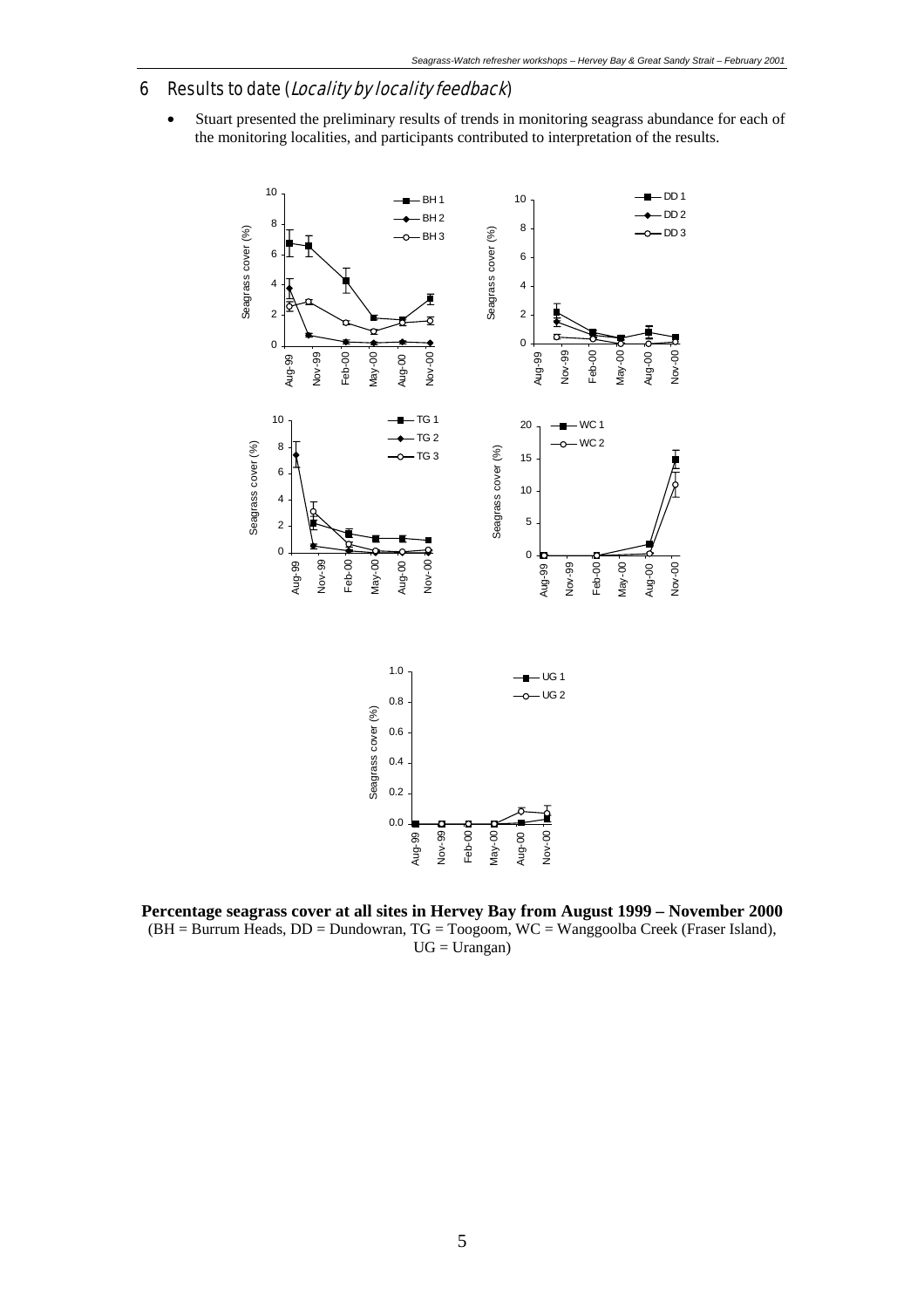## 6 Results to date (*Locality by locality feedback*)

- Stuart presented the preliminary results of trends in monitoring seagrass abundance for each of the monitoring localities, and participants contributed to interpretation of the results.

Seagrass cover (%)
10
8
6
4
2
0
Aug-99
Nov-99
Feb-00
May-00
Aug-00
Nov-00
BH 1
BH 2
BH 3

Seagrass cover (%)
10
8
6
4
2
0
Aug-99
Nov-99
Feb-00
May-00
Aug-00
Nov-00
DD 1
DD 2
DD 3

Seagrass cover (%)
10
8
6
4
2
0
Aug-99
Nov-99
Feb-00
May-00
Aug-00
Nov-00
TG 1
TG 2
TG 3

Seagrass cover (%)
20
15
10
5
0
Aug-99
Nov-99
Feb-00
May-00
Aug-00
Nov-00
WC 1
WC 2

Seagrass cover (%)
1.0
0.8
0.6
0.4
0.2
0.0
Aug-99
Nov-99
Feb-00
May-00
Aug-00
Nov-00
UG 1
UG 2

**Percentage seagrass cover at all sites in Hervey Bay from August 1999 – November 2000**
(BH = Burrum Heads, DD = Dundowran, TG = Toogoom, WC = Wanggoolba Creek (Fraser Island), UG = Urangan)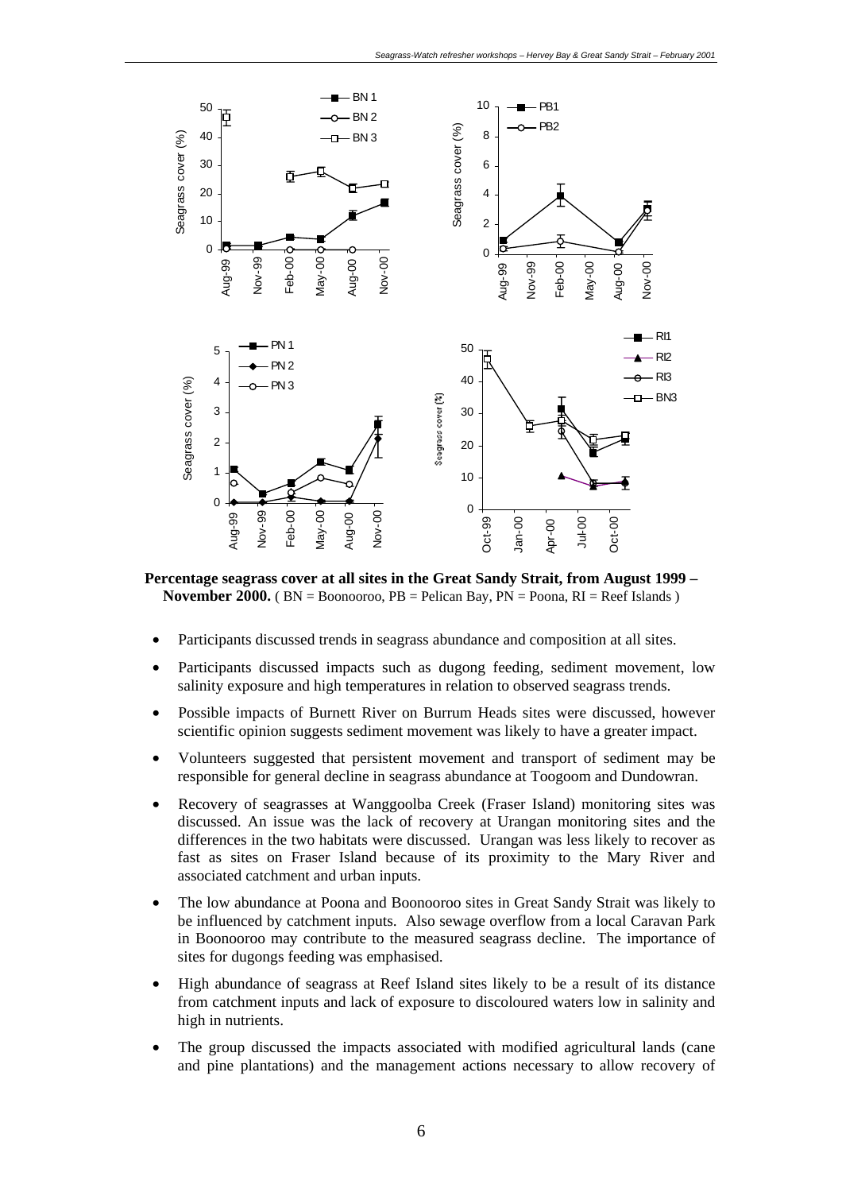BN 1
BN 2
BN 3
Seagrass cover (%)
50
40
30
20
10
0
Aug-99
Nov-99
Feb-00
May-00
Aug-00
Nov-00

PB1
PB2
Seagrass cover (%)
10
8
6
4
2
0
Aug-99
Nov-99
Feb-00
May-00
Aug-00
Nov-00

PN 1
PN 2
PN 3
Seagrass cover (%)
5
4
3
2
1
0
Aug-99
Nov-99
Feb-00
May-00
Aug-00
Nov-00

RI1
RI2
RI3
BN3
Seagrass cover (%)
50
40
30
20
10
0
Oct-99
Jan-00
Apr-00
Jul-00
Oct-00

**Percentage seagrass cover at all sites in the Great Sandy Strait, from August 1999 – November 2000.** ( BN = Boonooroo, PB = Pelican Bay, PN = Poona, RI = Reef Islands )

- Participants discussed trends in seagrass abundance and composition at all sites.
- Participants discussed impacts such as dugong feeding, sediment movement, low salinity exposure and high temperatures in relation to observed seagrass trends.
- Possible impacts of Burnett River on Burrum Heads sites were discussed, however scientific opinion suggests sediment movement was likely to have a greater impact.
- Volunteers suggested that persistent movement and transport of sediment may be responsible for general decline in seagrass abundance at Toogoom and Dundowran.
- Recovery of seagrasses at Wanggoolba Creek (Fraser Island) monitoring sites was discussed. An issue was the lack of recovery at Urangan monitoring sites and the differences in the two habitats were discussed. Urangan was less likely to recover as fast as sites on Fraser Island because of its proximity to the Mary River and associated catchment and urban inputs.
- The low abundance at Poona and Boonooroo sites in Great Sandy Strait was likely to be influenced by catchment inputs. Also sewage overflow from a local Caravan Park in Boonooroo may contribute to the measured seagrass decline. The importance of sites for dugongs feeding was emphasised.
- High abundance of seagrass at Reef Island sites likely to be a result of its distance from catchment inputs and lack of exposure to discoloured waters low in salinity and high in nutrients.
- The group discussed the impacts associated with modified agricultural lands (cane and pine plantations) and the management actions necessary to allow recovery of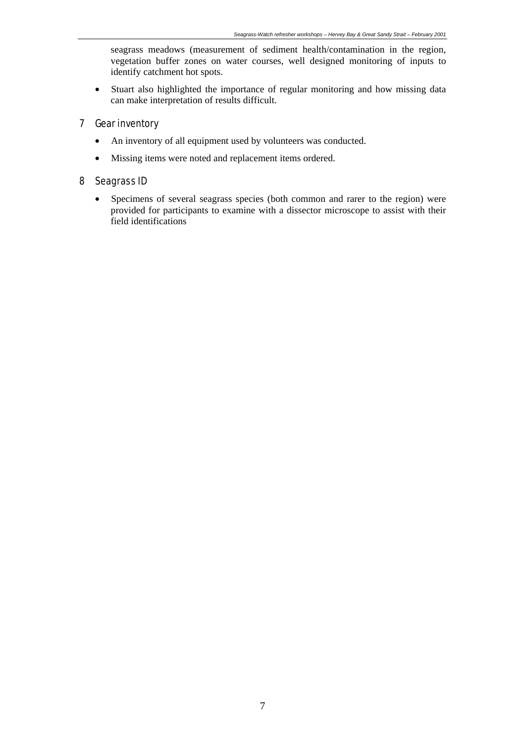seagrass meadows (measurement of sediment health/contamination in the region, vegetation buffer zones on water courses, well designed monitoring of inputs to identify catchment hot spots.

- Stuart also highlighted the importance of regular monitoring and how missing data can make interpretation of results difficult.

## 7 Gear inventory

- An inventory of all equipment used by volunteers was conducted.
- Missing items were noted and replacement items ordered.

## 8 Seagrass ID

- Specimens of several seagrass species (both common and rarer to the region) were provided for participants to examine with a dissector microscope to assist with their field identifications